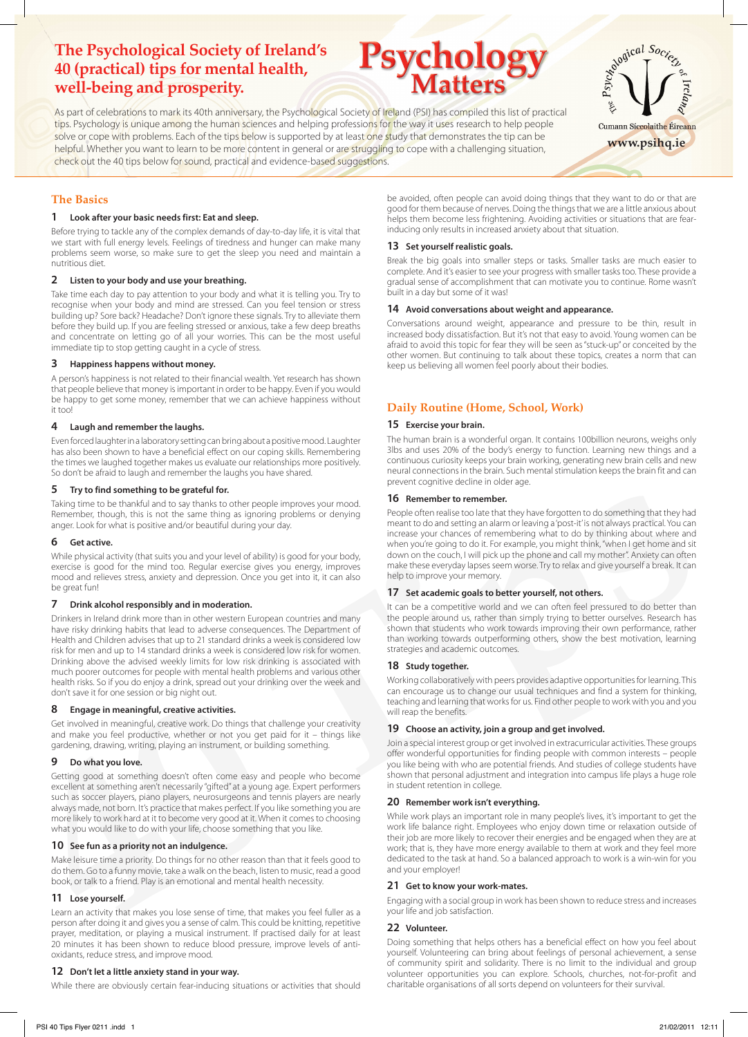# The Psychological Society of Ireland's 40 (practical) tips for mental health, well-being and prosperity.

Psychology Matters

The Psychological Society of Ireland — Cumann Síceolaithe Éireann — www.psihq.ie

As part of celebrations to mark its 40th anniversary, the Psychological Society of Ireland (PSI) has compiled this list of practical tips. Psychology is unique among the human sciences and helping professions for the way it uses research to help people solve or cope with problems. Each of the tips below is supported by at least one study that demonstrates the tip can be helpful. Whether you want to learn to be more content in general or are struggling to cope with a challenging situation, check out the 40 tips below for sound, practical and evidence-based suggestions.

## The Basics

### 1 Look after your basic needs first: Eat and sleep.

Before trying to tackle any of the complex demands of day-to-day life, it is vital that we start with full energy levels. Feelings of tiredness and hunger can make many problems seem worse, so make sure to get the sleep you need and maintain a nutritious diet.

### 2 Listen to your body and use your breathing.

Take time each day to pay attention to your body and what it is telling you. Try to recognise when your body and mind are stressed. Can you feel tension or stress building up? Sore back? Headache? Don't ignore these signals. Try to alleviate them before they build up. If you are feeling stressed or anxious, take a few deep breaths and concentrate on letting go of all your worries. This can be the most useful immediate tip to stop getting caught in a cycle of stress.

### 3 Happiness happens without money.

A person's happiness is not related to their financial wealth. Yet research has shown that people believe that money is important in order to be happy. Even if you would be happy to get some money, remember that we can achieve happiness without it too!

### 4 Laugh and remember the laughs.

Even forced laughter in a laboratory setting can bring about a positive mood. Laughter has also been shown to have a beneficial effect on our coping skills. Remembering the times we laughed together makes us evaluate our relationships more positively. So don't be afraid to laugh and remember the laughs you have shared.

### 5 Try to find something to be grateful for.

Taking time to be thankful and to say thanks to other people improves your mood. Remember, though, this is not the same thing as ignoring problems or denying anger. Look for what is positive and/or beautiful during your day.

### 6 Get active.

While physical activity (that suits you and your level of ability) is good for your body, exercise is good for the mind too. Regular exercise gives you energy, improves mood and relieves stress, anxiety and depression. Once you get into it, it can also be great fun!

### 7 Drink alcohol responsibly and in moderation.

Drinkers in Ireland drink more than in other western European countries and many have risky drinking habits that lead to adverse consequences. The Department of Health and Children advises that up to 21 standard drinks a week is considered low risk for men and up to 14 standard drinks a week is considered low risk for women. Drinking above the advised weekly limits for low risk drinking is associated with much poorer outcomes for people with mental health problems and various other health risks. So if you do enjoy a drink, spread out your drinking over the week and don't save it for one session or big night out.

### 8 Engage in meaningful, creative activities.

Get involved in meaningful, creative work. Do things that challenge your creativity and make you feel productive, whether or not you get paid for it – things like gardening, drawing, writing, playing an instrument, or building something.

### 9 Do what you love.

Getting good at something doesn't often come easy and people who become excellent at something aren't necessarily "gifted" at a young age. Expert performers such as soccer players, piano players, neurosurgeons and tennis players are nearly always made, not born. It's practice that makes perfect. If you like something you are more likely to work hard at it to become very good at it. When it comes to choosing what you would like to do with your life, choose something that you like.

### 10 See fun as a priority not an indulgence.

Make leisure time a priority. Do things for no other reason than that it feels good to do them. Go to a funny movie, take a walk on the beach, listen to music, read a good book, or talk to a friend. Play is an emotional and mental health necessity.

### 11 Lose yourself.

Learn an activity that makes you lose sense of time, that makes you feel fuller as a person after doing it and gives you a sense of calm. This could be knitting, repetitive prayer, meditation, or playing a musical instrument. If practised daily for at least 20 minutes it has been shown to reduce blood pressure, improve levels of anti-oxidants, reduce stress, and improve mood.

### 12 Don't let a little anxiety stand in your way.

While there are obviously certain fear-inducing situations or activities that should be avoided, often people can avoid doing things that they want to do or that are good for them because of nerves. Doing the things that we are a little anxious about helps them become less frightening. Avoiding activities or situations that are fear-inducing only results in increased anxiety about that situation.

### 13 Set yourself realistic goals.

Break the big goals into smaller steps or tasks. Smaller tasks are much easier to complete. And it's easier to see your progress with smaller tasks too. These provide a gradual sense of accomplishment that can motivate you to continue. Rome wasn't built in a day but some of it was!

### 14 Avoid conversations about weight and appearance.

Conversations around weight, appearance and pressure to be thin, result in increased body dissatisfaction. But it's not that easy to avoid. Young women can be afraid to avoid this topic for fear they will be seen as "stuck-up" or conceited by the other women. But continuing to talk about these topics, creates a norm that can keep us believing all women feel poorly about their bodies.

## Daily Routine (Home, School, Work)

### 15 Exercise your brain.

The human brain is a wonderful organ. It contains 100billion neurons, weighs only 3lbs and uses 20% of the body's energy to function. Learning new things and a continuous curiosity keeps your brain working, generating new brain cells and new neural connections in the brain. Such mental stimulation keeps the brain fit and can prevent cognitive decline in older age.

### 16 Remember to remember.

People often realise too late that they have forgotten to do something that they had meant to do and setting an alarm or leaving a 'post-it' is not always practical. You can increase your chances of remembering what to do by thinking about where and when you're going to do it. For example, you might think, "when I get home and sit down on the couch, I will pick up the phone and call my mother". Anxiety can often make these everyday lapses seem worse. Try to relax and give yourself a break. It can help to improve your memory.

### 17 Set academic goals to better yourself, not others.

It can be a competitive world and we can often feel pressured to do better than the people around us, rather than simply trying to better ourselves. Research has shown that students who work towards improving their own performance, rather than working towards outperforming others, show the best motivation, learning strategies and academic outcomes.

### 18 Study together.

Working collaboratively with peers provides adaptive opportunities for learning. This can encourage us to change our usual techniques and find a system for thinking, teaching and learning that works for us. Find other people to work with you and you will reap the benefits.

### 19 Choose an activity, join a group and get involved.

Join a special interest group or get involved in extracurricular activities. These groups offer wonderful opportunities for finding people with common interests – people you like being with who are potential friends. And studies of college students have shown that personal adjustment and integration into campus life plays a huge role in student retention in college.

### 20 Remember work isn't everything.

While work plays an important role in many people's lives, it's important to get the work life balance right. Employees who enjoy down time or relaxation outside of their job are more likely to recover their energies and be engaged when they are at work; that is, they have more energy available to them at work and they feel more dedicated to the task at hand. So a balanced approach to work is a win-win for you and your employer!

### 21 Get to know your work-mates.

Engaging with a social group in work has been shown to reduce stress and increases your life and job satisfaction.

### 22 Volunteer.

Doing something that helps others has a beneficial effect on how you feel about yourself. Volunteering can bring about feelings of personal achievement, a sense of community spirit and solidarity. There is no limit to the individual and group volunteer opportunities you can explore. Schools, churches, not-for-profit and charitable organisations of all sorts depend on volunteers for their survival.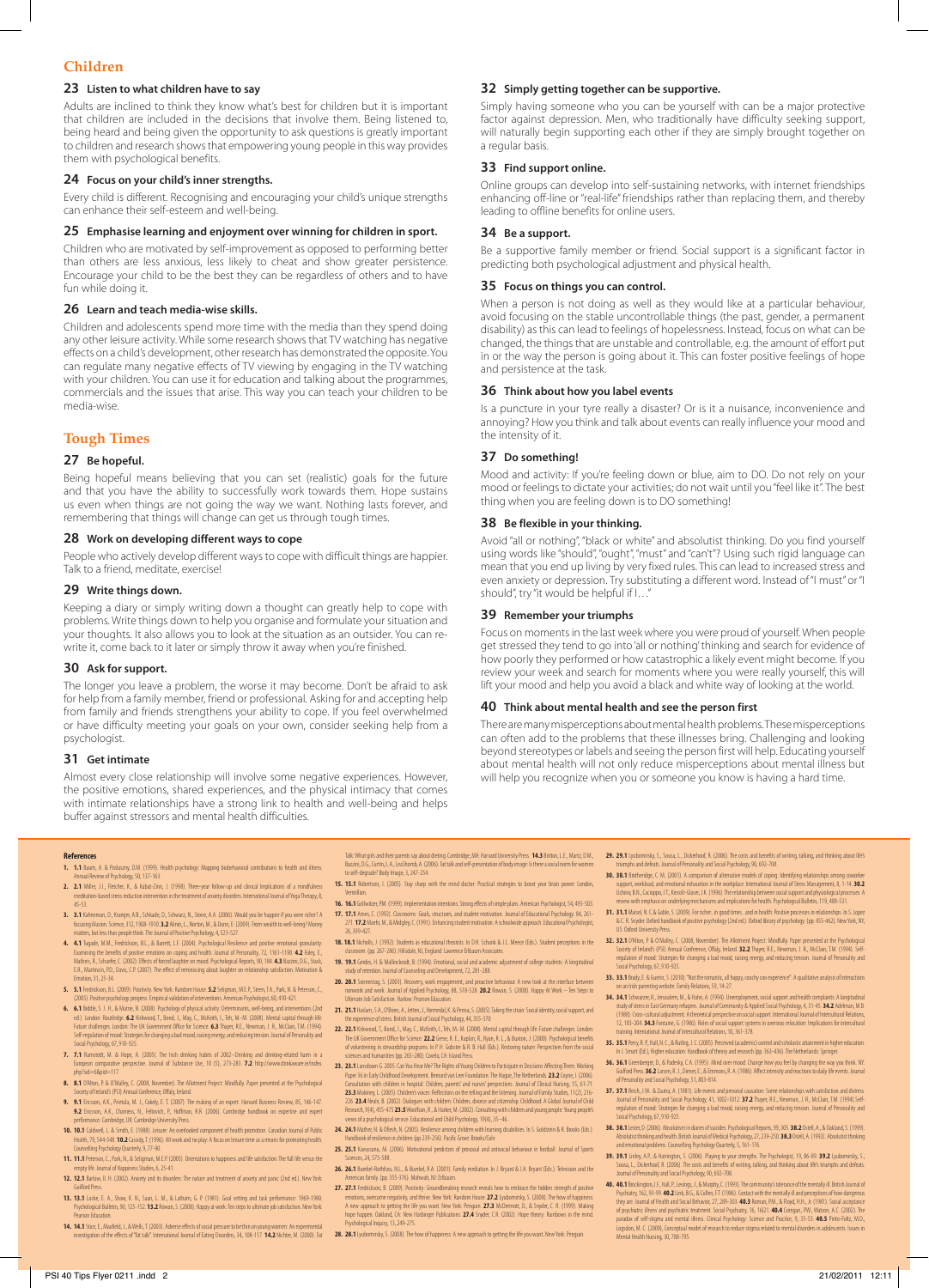## Children

### 23 Listen to what children have to say

Adults are inclined to think they know what's best for children but it is important that children are included in the decisions that involve them. Being listened to, being heard and being given the opportunity to ask questions is greatly important to children and research shows that empowering young people in this way provides them with psychological benefits.

### 24 Focus on your child's inner strengths.

Every child is different. Recognising and encouraging your child's unique strengths can enhance their self-esteem and well-being.

### 25 Emphasise learning and enjoyment over winning for children in sport.

Children who are motivated by self-improvement as opposed to performing better than others are less anxious, less likely to cheat and show greater persistence. Encourage your child to be the best they can be regardless of others and to have fun while doing it.

### 26 Learn and teach media-wise skills.

Children and adolescents spend more time with the media than they spend doing any other leisure activity. While some research shows that TV watching has negative effects on a child's development, other research has demonstrated the opposite. You can regulate many negative effects of TV viewing by engaging in the TV watching with your children. You can use it for education and talking about the programmes, commercials and the issues that arise. This way you can teach your children to be media-wise.

## Tough Times

### 27 Be hopeful.

Being hopeful means believing that you can set (realistic) goals for the future and that you have the ability to successfully work towards them. Hope sustains us even when things are not going the way we want. Nothing lasts forever, and remembering that things will change can get us through tough times.

### 28 Work on developing different ways to cope

People who actively develop different ways to cope with difficult things are happier. Talk to a friend, meditate, exercise!

### 29 Write things down.

Keeping a diary or simply writing down a thought can greatly help to cope with problems. Write things down to help you organise and formulate your situation and your thoughts. It also allows you to look at the situation as an outsider. You can re-write it, come back to it later or simply throw it away when you're finished.

### 30 Ask for support.

The longer you leave a problem, the worse it may become. Don't be afraid to ask for help from a family member, friend or professional. Asking for and accepting help from family and friends strengthens your ability to cope. If you feel overwhelmed or have difficulty meeting your goals on your own, consider seeking help from a psychologist.

### 31 Get intimate

Almost every close relationship will involve some negative experiences. However, the positive emotions, shared experiences, and the physical intimacy that comes with intimate relationships have a strong link to health and well-being and helps buffer against stressors and mental health difficulties.

### 32 Simply getting together can be supportive.

Simply having someone who you can be yourself with can be a major protective factor against depression. Men, who traditionally have difficulty seeking support, will naturally begin supporting each other if they are simply brought together on a regular basis.

### 33 Find support online.

Online groups can develop into self-sustaining networks, with internet friendships enhancing off-line or "real-life" friendships rather than replacing them, and thereby leading to offline benefits for online users.

### 34 Be a support.

Be a supportive family member or friend. Social support is a significant factor in predicting both psychological adjustment and physical health.

### 35 Focus on things you can control.

When a person is not doing as well as they would like at a particular behaviour, avoid focusing on the stable uncontrollable things (the past, gender, a permanent disability) as this can lead to feelings of hopelessness. Instead, focus on what can be changed, the things that are unstable and controllable, e.g. the amount of effort put in or the way the person is going about it. This can foster positive feelings of hope and persistence at the task.

### 36 Think about how you label events

Is a puncture in your tyre really a disaster? Or is it a nuisance, inconvenience and annoying? How you think and talk about events can really influence your mood and the intensity of it.

### 37 Do something!

Mood and activity: If you're feeling down or blue, aim to DO. Do not rely on your mood or feelings to dictate your activities; do not wait until you "feel like it". The best thing when you are feeling down is to DO something!

### 38 Be flexible in your thinking.

Avoid "all or nothing", "black or white" and absolutist thinking. Do you find yourself using words like "should", "ought", "must" and "can't"? Using such rigid language can mean that you end up living by very fixed rules. This can lead to increased stress and even anxiety or depression. Try substituting a different word. Instead of "I must" or "I should", try "it would be helpful if I…"

### 39 Remember your triumphs

Focus on moments in the last week where you were proud of yourself. When people get stressed they tend to go into 'all or nothing' thinking and search for evidence of how poorly they performed or how catastrophic a likely event might become. If you review your week and search for moments where you were really yourself, this will lift your mood and help you avoid a black and white way of looking at the world.

### 40 Think about mental health and see the person first

There are many misperceptions about mental health problems. These misperceptions can often add to the problems that these illnesses bring. Challenging and looking beyond stereotypes or labels and seeing the person first will help. Educating yourself about mental health will not only reduce misperceptions about mental illness but will help you recognize when you or someone you know is having a hard time.

#### References

1. **1.1** Baum, A. & Posluszny, D.M. (1999). Health psychology: Mapping biobehavioral contributions to health and illness. Annual Review of Psychology, 50, 137-163.
2. **2.1** Miller, J.J., Fletcher, K., & Kabat-Zinn, J. (1998). Three-year follow-up and clinical implications of a mindfulness meditation-based stress reduction intervention in the treatment of anxiety disorders. International Journal of Yoga Therapy, 8, 45-53.
3. **3.1** Kahneman, D., Krueger, A.B., Schkade, D., Schwarz, N., Stone, A.A. (2006). Would you be happier if you were richer? A focusing illusion. Science, 312, 1908-1910. **3.2** Aknin, L., Norton, M., & Dunn, E. (2009). From wealth to well-being? Money matters, but less than people think. The Journal of Positive Psychology, 4, 523-527.
4. **4.1** Tugade, M.M., Fredrickson, B.L., & Barrett, L.F. (2004). Psychological Resilience and positive emotional granularity: Examining the benefits of positive emotions on coping and health. Journal of Personality, 72, 1161-1190. **4.2** Foley, E., Matheis, R., Schaefer, C. (2002). Effects of forced laughter on mood. Psychological Reports, 90, 184. **4.3** Bazzini, D.G., Stack, E.R., Martincin, P.D., Davis, C.P. (2007). The effect of reminiscing about laughter on relationship satisfaction. Motivation & Emotion, 31, 25-34.
5. **5.1** Fredrickson, B.L. (2009). Positivity. New York: Random House. **5.2** Seligman, M.E.P., Steen, T.A., Park, N. & Peterson, C., (2005). Positive psychology progress: Empirical validation of interventions. American Psychologist, 60, 410-421.
6. **6.1** Biddle, S. J. H., & Mutrie, N. (2008). Psychology of physical activity: Determinants, well-being, and interventions (2nd ed.). London: Routledge. **6.2** Kirkwood, T., Bond, J., May, C., McKeith, I., Teh, M.-M. (2008). Mental capital through life: Future challenges. London: The UK Government Office for Science. **6.3** Thayer, R.E., Newman, J. R., McClain, T.M. (1994). Self-regulation of mood: Strategies for changing a bad mood, raising energy, and reducing tension. Journal of Personality and Social Psychology, 67, 910-925.
7. **7.1** Ramstedt, M. & Hope, A. (2005). The Irish drinking habits of 2002—Drinking and drinking-related harm in a European comparative perspective. Journal of Substance Use, 10 (5), 273-283. **7.2** http://www.drinkaware.ie/index.php?sid=6&pid=117
8. **8.1** O'Hora, P. & O'Malley, C. (2008, November). The Allotment Project: Mindfully. Paper presented at the Psychological Society of Ireland's (PSI) Annual Conference, Offaly, Ireland.
9. **9.1** Ericsson, K.A., Prietula, M. J., Cokely, E. T. (2007). The making of an expert. Harvard Business Review, 85, 146-147. **9.2** Ericsson, K.A., Charness, N., Feltovich, P., Hoffman, R.R. (2006). Cambridge handbook on expertise and expert performance. Cambridge, UK: Cambridge University Press.
10. **10.1** Caldwell, L. & Smith, E. (1988). Leisure: An overlooked component of health promotion. Canadian Journal of Public Health, 79, S44-S48. **10.2** Cassidy, T. (1996). All work and no play: A focus on leisure time as a means for promoting health. Counselling Psychology Quarterly, 9, 77-90.
11. **11.1** Peterson, C., Park, N., & Seligman, M.E.P. (2005). Orientations to happiness and life satisfaction: The full life versus the empty life. Journal of Happiness Studies, 6, 25-41.
12. **12.1** Barlow, D. H. (2002). Anxiety and its disorders: The nature and treatment of anxiety and panic (2nd ed.). New York: Guilford Press.
13. **13.1** Locke, E. A., Shaw, K. N., Saari, L. M., & Latham, G. P. (1981). Goal setting and task performance: 1969-1980. Psychological Bulletin, 90, 125-152. **13.2** Rowan, S. (2008). Happy at work: Ten steps to ultimate job satisfaction. New York: Pearson Education.
14. **14.1** Stice, E., Maxfield, J., & Wells, T. (2003). Adverse effects of social pressure to be thin on young women: An experimental investigation of the effects of "fat talk". International Journal of Eating Disorders, 34, 108-117. **14.2** Nichter, M. (2000). Fat Talk: What girls and their parents say about dieting. Cambridge, MA: Harvard University Press. **14.3** Britton, L.E., Martz, D.M., Bazzini, D.G., Curtin, L.A., LeaShomb, A. (2006). Fat talk and self-presentation of body image: Is there a social norm for women to self-degrade? Body Image, 3, 247-254.
15. **15.1** Robertson, I. (2005). Stay sharp with the mind doctor: Practical strategies to boost your brain power. London, Vermillion.
16. **16.1** Gollwitzer, P.M. (1999). Implementation intentions: Strong effects of simple plans. American Psychologist, 54, 493-503.
17. **17.1** Ames, C. (1992). Classrooms: Goals, structures, and student motivation. Journal of Educational Psychology, 84, 261-271. **17.2** Maehr, M., & Midgley, C. (1991). Enhancing student motivation: A schoolwide approach. Educational Psychologist, 26, 399-427.
18. **18.1** Nicholls, J. (1992). Students as educational theorists. In D.H. Schunk & J.L. Meece (Eds.). Student perceptions in the classroom (pp 267-286). Hillsdale, NJ, England: Lawrence Erlbaum Associates.
19. **19.1** Gerdes, H. & Mallinckrodt, B. (1994). Emotional, social and academic adjustment of college students: A longitudinal study of retention. Journal of Counseling and Development, 72, 281-288.
20. **20.1** Sonnentag, S. (2003). Recovery, work engagement, and proactive behaviour: A new look at the interface between nonwork and work. Journal of Applied Psychology, 88, 518-528. **20.2** Rowan, S. (2008). Happy At Work – Ten Steps to Ultimate Job Satisfaction. Harlow: Pearson Education.
21. **21.1** Haslam, S.A., O'Brien, A., Jetten, J., Vormedal, K. & Penna, S. (2005). Taking the strain: Social identity, social support, and the experience of stress. British Journal of Social Psychology, 44, 355-370.
22. **22.1** Kirkwood, T., Bond, J., May, C., McKeith, I., Teh, M.-M. (2008). Mental capital through life: Future challenges. London: The UK Government Office for Science. **22.2** Gene, R. E., Kaplan, R., Ryan, R. L., & Buxton, J. (2000). Psychological benefits of volunteering in stewardship programs. In P. H. Gobster & R. B. Hull (Eds.). Restoring nature: Perspectives from the social sciences and humanities (pp. 265-280). Covelo, CA: Island Press.
23. **23.1** Lansdown G. 2005. Can You Hear Me? The Rights of Young Children to Participate in Decisions Affecting Them. Working Paper 36 in Early Childhood Development. Bernard van Leer Foundation: The Hague, The Netherlands. **23.2** Coyne, I. (2006). Consultation with children in hospital: Children, parents' and nurses' perspectives. Journal of Clinical Nursing, 15, 61-71. **23.3** Moloney, L. (2005). Children's voices: Reflections on the telling and the listening. Journal of Family Studies, 11(2), 216-226. **23.4** Neale, B. (2002). Dialogues with children: Children, divorce and citizenship. Childhood: A Global Journal of Child Research, 9(4), 455-475. **23.5** Woolfson, R., & Harker, M. (2002). Consulting with children and young people: Young people's views of a psychological service. Educational and Child Psychology, 19(4), 35-46.
24. **24.1** Mather, N. & Ofiesh, N. (2005). Resilience among children with learning disabilities. In S. Goldstein & R. Brooks (Eds.). Handbook of resilience in children (pp 239-256). Pacific Grove: Brooks/Cole.
25. **25.1** Kavussanu, M. (2006). Motivational predictors of prosocial and antisocial behaviour in football. Journal of Sports Sciences, 24, 575-588.
26. **26.1** Buerkel-Rothfuss, N.L., & Buerkel, R.A. (2001). Family mediation. In J. Bryant & J.A. Bryant (Eds.). Television and the American family (pp. 355-376). Mahwah, NJ: Erlbaum.
27. **27.1** Fredrickson, B. (2009). Positivity: Groundbreaking research reveals how to embrace the hidden strength of positive emotions, overcome negativity, and thrive. New York: Random House. **27.2** Lyubomirsky, S. (2008). The how of happiness: A new approach to getting the life you want. New York: Penguin. **27.3** McDermott, D., & Snyder, C. R. (1999). Making hope happen. Oakland, CA: New Harbinger Publications. **27.4** Snyder, C.R. (2002). Hope theory: Rainbows in the mind. Psychological Inquiry, 13, 249-275.
28. **28.1** Lyubomirsky, S. (2008). The how of happiness: A new approach to getting the life you want. New York: Penguin.
29. **29.1** Lyubomirsky, S., Sousa, L., Dickerhoof, R. (2006). The costs and benefits of writing, talking, and thinking about life's triumphs and defeats. Journal of Personality and Social Psychology, 90, 692-708.
30. **30.1** Beehr, C. M. (2001). A comparison of alternative models of coping: Identifying relationships among coworker support, workload, and emotional exhaustion in the workplace. International Journal of Stress Management, 8, 1-14. **30.2** Uchino, B.N., Cacioppo, J.T., Kiecolt-Glaser, J.K. (1996). The relationship between social support and physiological processes: A review with emphasis on underlying mechanisms and implications for health. Psychological Bulletin, 119, 488-531.
31. **31.1** Maisel, N. C. & Gable, S. (2009). For richer... in good times... and in health: Positive processes in relationships. In S. Lopez & C. R. Snyder Oxford handbook of positive psychology (2nd ed.). Oxford library of psychology. (pp. 455-462). New York, NY, US: Oxford University Press.
32. **32.1** O'Hora, P. & O'Malley, C. (2008, November). The Allotment Project: Mindfully. Paper presented at the Psychological Society of Ireland's (PSI) Annual Conference, Offaly, Ireland. **32.2** Thayer, R.E., Newman, J. R., McClain, T.M. (1994). Self-regulation of mood: Strategies for changing a bad mood, raising energy, and reducing tension. Journal of Personality and Social Psychology, 67, 910-925.
33. **33.1** Brady, E. & Guerin, S. (2010) "Not the romantic, all happy, coochy coo experience": A qualitative analysis of interactions on an Irish parenting website. Family Relations, 59, 14-27.
34. **34.1** Schwarzer, R., Jerusalem, M., & Hahn, A. (1994). Unemployment, social support and health complaints: A longitudinal study of stress in East Germany refugees. Journal of Community & Applied Social Psychology, 4, 31-45. **34.2** Adelman, M.B. (1988). Cross-cultural adjustment: A theoretical perspective on social support. International Journal of Intercultural Relations, 12, 183-204. **34.3** Fontaine, G. (1986). Roles of social support systems in overseas relocation: Implications for intercultural training. International Journal of Intercultural Relations, 10, 361-378.
35. **35.1** Perry, R. P., Hall, N. C., & Ruthig, J. C. (2005). Perceived (academic) control and scholastic attainment in higher education. In J. Smart (Ed.), Higher education: Handbook of theory and research (pp. 363-436). The Netherlands: Springer.
36. **36.1** Greenberger, D., & Padesky, C.A. (1995). Mind over mood: Change how you feel by changing the way you think. NY: Guilford Press. **36.2** Larsen, R. J., Diener, E., & Emmons, R. A. (1986). Affect intensity and reactions to daily life events. Journal of Personality and Social Psychology, 51, 803-814.
37. **37.1** Reich, J.W. & Zautra, A. (1981). Life events and personal causation: Some relationships with satisfaction and distress. Journal of Personality and Social Psychology, 41, 1002-1012. **37.2** Thayer, R.E., Newman, J. R., McClain, T.M. (1994). Self-regulation of mood: Strategies for changing a bad mood, raising energy, and reducing tension. Journal of Personality and Social Psychology, 67, 910-925.
38. **38.1** Lester, D. (2006). Absolutism in diaries of suicides. Psychological Reports, 99, 305. **38.2** Ostell, A., & Oakland, S. (1999). Absolutist thinking and health. British Journal of Medical Psychology, 72, 239-250. **38.3** Ostell, A. (1992). Absolutist thinking and emotional problems. Counselling Psychology Quarterly, 5, 161-176.
39. **39.1** Linley, A.P., & Harrington, S. (2006). Playing to your strengths. The Psychologist, 19, 86-89. **39.2** Lyubomirsky, S., Sousa, L., Dickerhoof, R. (2006). The costs and benefits of writing, talking, and thinking about life's triumphs and defeats. Journal of Personality and Social Psychology, 90, 692-708.
40. **40.1** Brockington, I.F., Hall, P., Levings, J., & Murphy, C. (1993). The community's tolerance of the mentally ill. British Journal of Psychiatry, 162, 93-99. **40.2** Link, B.G., & Cullen, F.T. (1986). Contact with the mentally ill and perceptions of how dangerous they are. Journal of Health and Social Behavior, 27, 289-303. **40.3** Rabkin, J.G. (1981). Social acceptance of psychiatric illness and psychiatric treatment. Social Psychiatry, 16, 16(2). **40.4** Corrigan, P.W., Watson, A.C. (2002). The paradox of self-stigma and mental illness. Clinical Psychology: Science and Practice, 9, 35-53. **40.5** Pinto-Foltz, M.D., Logsdon, M. C. (2009). Conceptual model of research to reduce stigma related to mental disorders in adolescents. Issues in Mental Health Nursing, 30, 788-795.